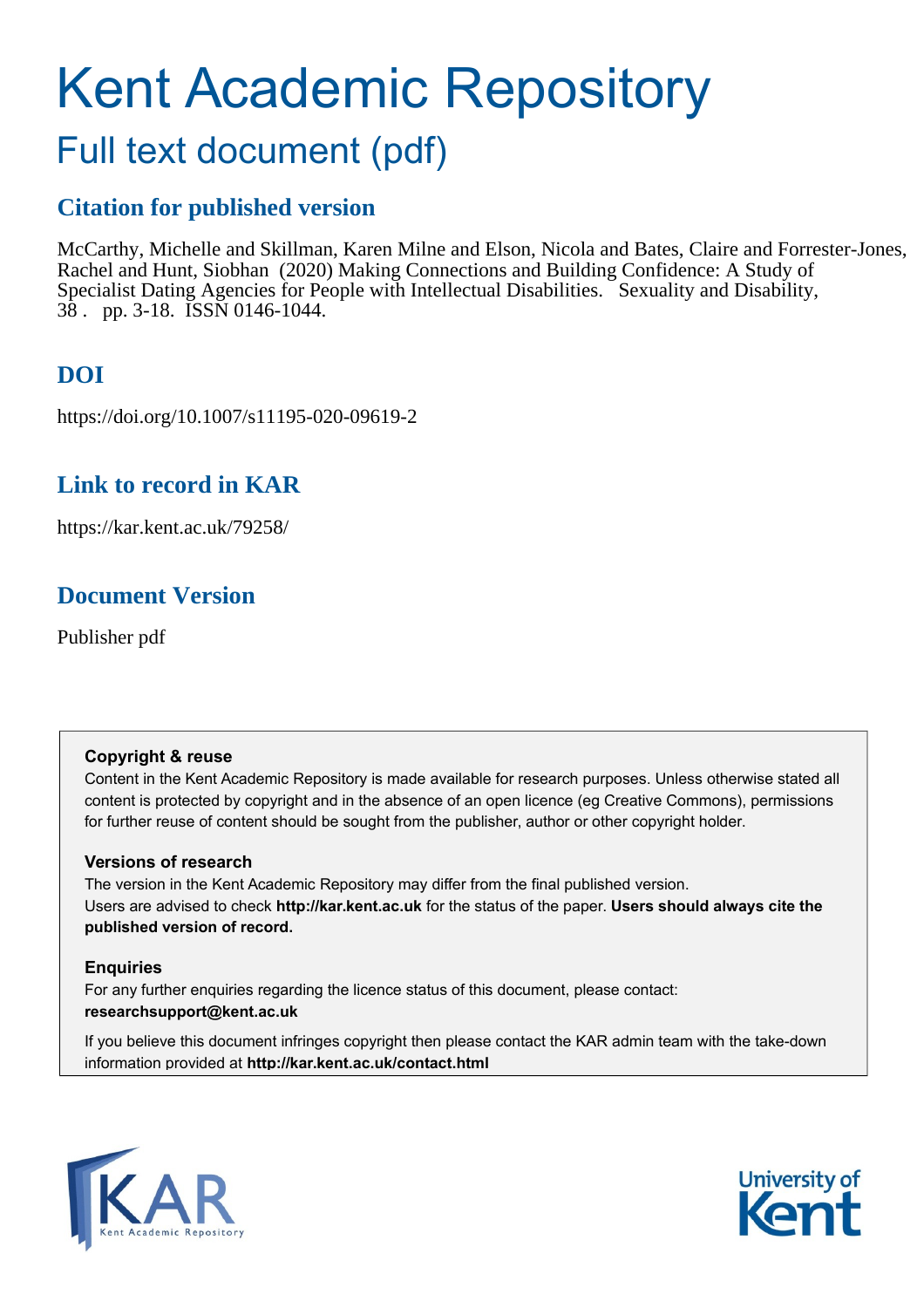# Kent Academic Repository

## Full text document (pdf)

### Citation for published version

McCarthy, Michelle and Skillman, Karen Milne and Elson, Nicola and Bates, Claire and Forrester-Jones, Rachel and Hunt, Siobhan (2020) Making Connections and Building Confidence: A Study of Specialist Dating Agencies for People with Intellectual Disabilities. Sexuality and Disability, 38 . pp. 3-18. ISSN 0146-1044.

### DOI

https://doi.org/10.1007/s11195-020-09619-2

### Link to record in KAR

https://kar.kent.ac.uk/79258/

### Document Version

Publisher pdf

**Copyright & reuse**

Content in the Kent Academic Repository is made available for research purposes. Unless otherwise stated all content is protected by copyright and in the absence of an open licence (eg Creative Commons), permissions for further reuse of content should be sought from the publisher, author or other copyright holder.

**Versions of research**

The version in the Kent Academic Repository may differ from the final published version. Users are advised to check **http://kar.kent.ac.uk** for the status of the paper. **Users should always cite the published version of record.**

**Enquiries**

For any further enquiries regarding the licence status of this document, please contact: **researchsupport@kent.ac.uk**

If you believe this document infringes copyright then please contact the KAR admin team with the take-down information provided at **http://kar.kent.ac.uk/contact.html**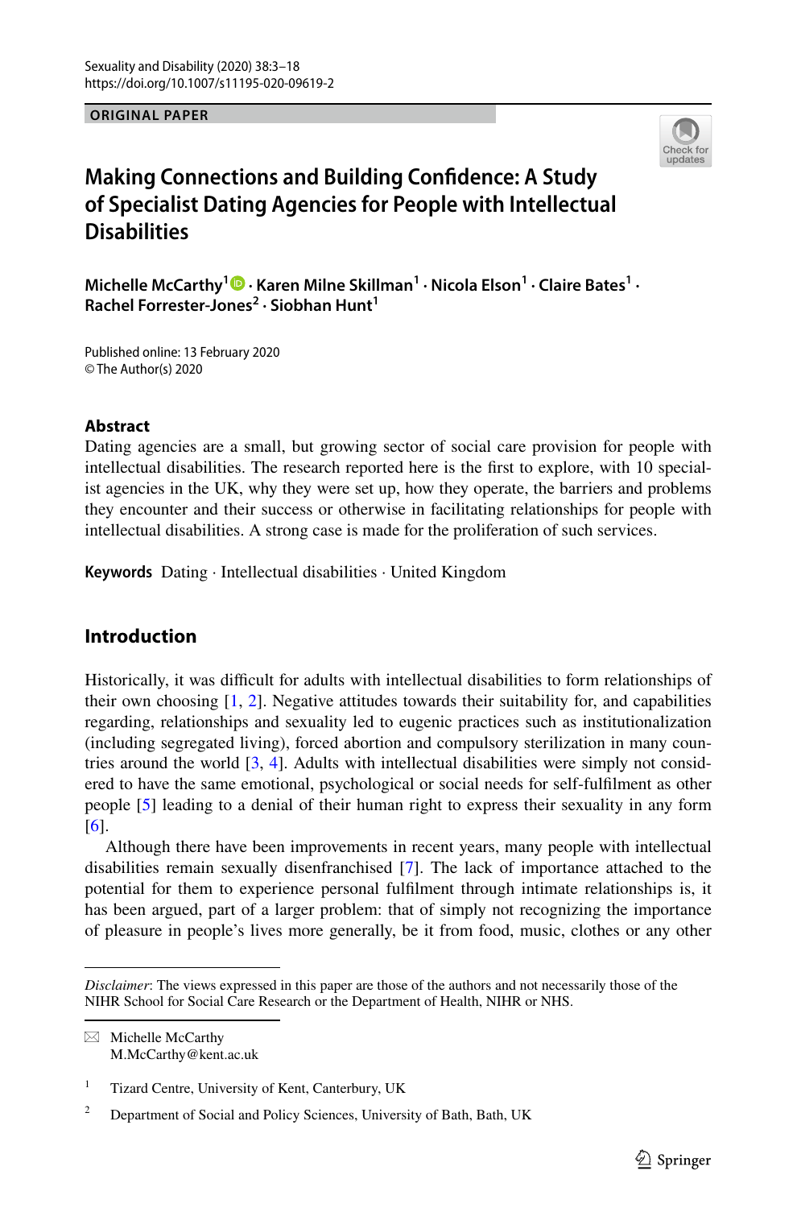# Making Connections and Building Confidence: A Study of Specialist Dating Agencies for People with Intellectual Disabilities

**Michelle McCarthy**[1] · **Karen Milne Skillman**[1] · **Nicola Elson**[1] · **Claire Bates**[1] · **Rachel Forrester-Jones**[2] · **Siobhan Hunt**[1]

Published online: 13 February 2020
© The Author(s) 2020

## Abstract

Dating agencies are a small, but growing sector of social care provision for people with intellectual disabilities. The research reported here is the first to explore, with 10 specialist agencies in the UK, why they were set up, how they operate, the barriers and problems they encounter and their success or otherwise in facilitating relationships for people with intellectual disabilities. A strong case is made for the proliferation of such services.

**Keywords** Dating · Intellectual disabilities · United Kingdom

## Introduction

Historically, it was difficult for adults with intellectual disabilities to form relationships of their own choosing [1, 2]. Negative attitudes towards their suitability for, and capabilities regarding, relationships and sexuality led to eugenic practices such as institutionalization (including segregated living), forced abortion and compulsory sterilization in many countries around the world [3, 4]. Adults with intellectual disabilities were simply not considered to have the same emotional, psychological or social needs for self-fulfilment as other people [5] leading to a denial of their human right to express their sexuality in any form [6].

Although there have been improvements in recent years, many people with intellectual disabilities remain sexually disenfranchised [7]. The lack of importance attached to the potential for them to experience personal fulfilment through intimate relationships is, it has been argued, part of a larger problem: that of simply not recognizing the importance of pleasure in people's lives more generally, be it from food, music, clothes or any other

---

*Disclaimer*: The views expressed in this paper are those of the authors and not necessarily those of the NIHR School for Social Care Research or the Department of Health, NIHR or NHS.

✉ Michelle McCarthy
M.McCarthy@kent.ac.uk

[1] Tizard Centre, University of Kent, Canterbury, UK

[2] Department of Social and Policy Sciences, University of Bath, Bath, UK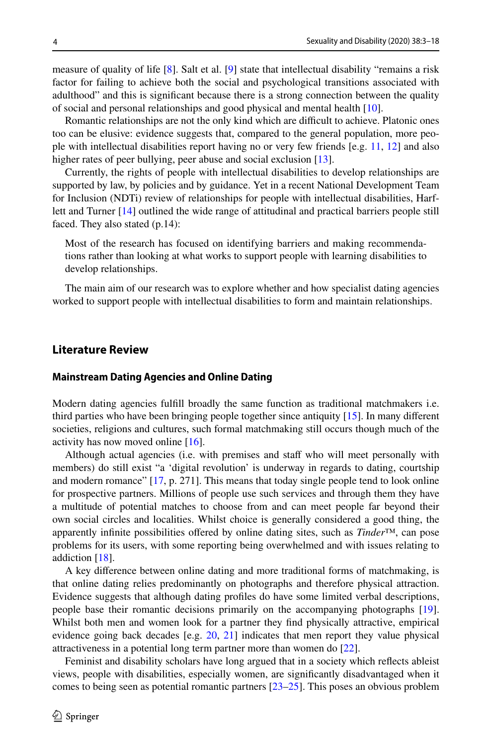measure of quality of life [8]. Salt et al. [9] state that intellectual disability "remains a risk factor for failing to achieve both the social and psychological transitions associated with adulthood" and this is significant because there is a strong connection between the quality of social and personal relationships and good physical and mental health [10].

Romantic relationships are not the only kind which are difficult to achieve. Platonic ones too can be elusive: evidence suggests that, compared to the general population, more people with intellectual disabilities report having no or very few friends [e.g. 11, 12] and also higher rates of peer bullying, peer abuse and social exclusion [13].

Currently, the rights of people with intellectual disabilities to develop relationships are supported by law, by policies and by guidance. Yet in a recent National Development Team for Inclusion (NDTi) review of relationships for people with intellectual disabilities, Harflett and Turner [14] outlined the wide range of attitudinal and practical barriers people still faced. They also stated (p.14):

> Most of the research has focused on identifying barriers and making recommendations rather than looking at what works to support people with learning disabilities to develop relationships.

The main aim of our research was to explore whether and how specialist dating agencies worked to support people with intellectual disabilities to form and maintain relationships.

## Literature Review

### Mainstream Dating Agencies and Online Dating

Modern dating agencies fulfill broadly the same function as traditional matchmakers i.e. third parties who have been bringing people together since antiquity [15]. In many different societies, religions and cultures, such formal matchmaking still occurs though much of the activity has now moved online [16].

Although actual agencies (i.e. with premises and staff who will meet personally with members) do still exist "a 'digital revolution' is underway in regards to dating, courtship and modern romance" [17, p. 271]. This means that today single people tend to look online for prospective partners. Millions of people use such services and through them they have a multitude of potential matches to choose from and can meet people far beyond their own social circles and localities. Whilst choice is generally considered a good thing, the apparently infinite possibilities offered by online dating sites, such as *Tinder*™, can pose problems for its users, with some reporting being overwhelmed and with issues relating to addiction [18].

A key difference between online dating and more traditional forms of matchmaking, is that online dating relies predominantly on photographs and therefore physical attraction. Evidence suggests that although dating profiles do have some limited verbal descriptions, people base their romantic decisions primarily on the accompanying photographs [19]. Whilst both men and women look for a partner they find physically attractive, empirical evidence going back decades [e.g. 20, 21] indicates that men report they value physical attractiveness in a potential long term partner more than women do [22].

Feminist and disability scholars have long argued that in a society which reflects ableist views, people with disabilities, especially women, are significantly disadvantaged when it comes to being seen as potential romantic partners [23–25]. This poses an obvious problem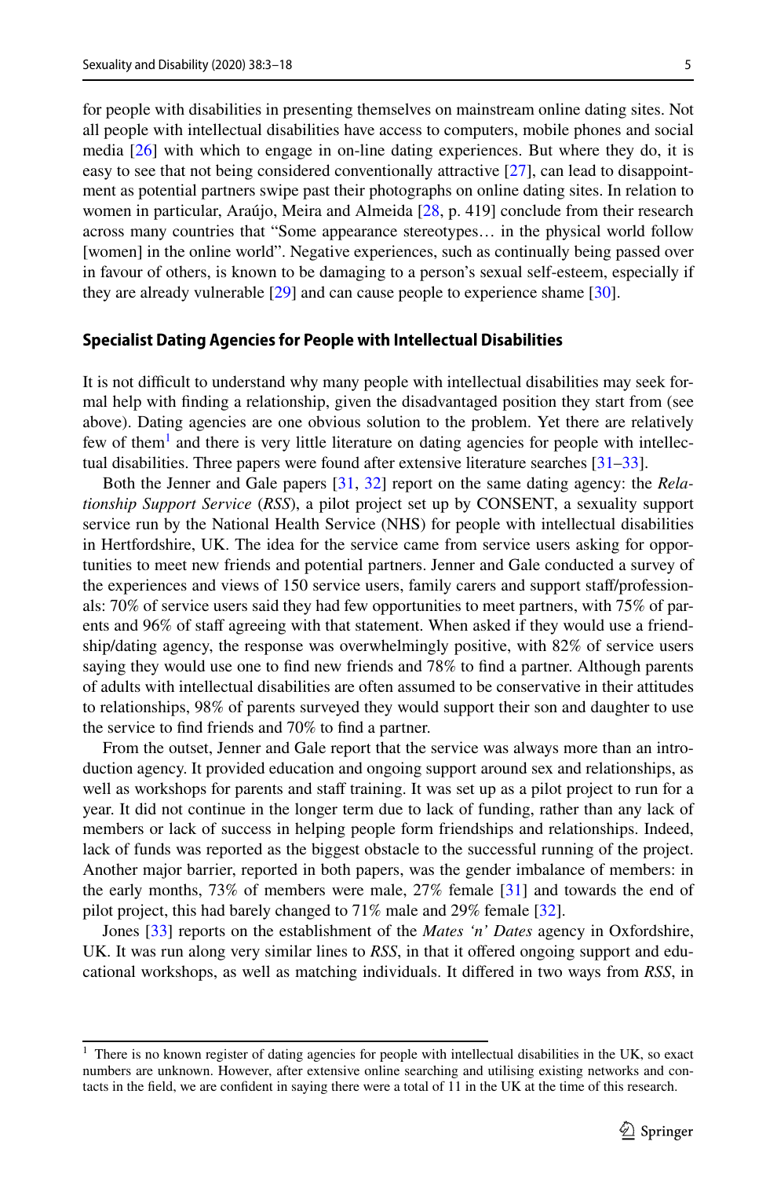for people with disabilities in presenting themselves on mainstream online dating sites. Not all people with intellectual disabilities have access to computers, mobile phones and social media [26] with which to engage in on-line dating experiences. But where they do, it is easy to see that not being considered conventionally attractive [27], can lead to disappointment as potential partners swipe past their photographs on online dating sites. In relation to women in particular, Araújo, Meira and Almeida [28, p. 419] conclude from their research across many countries that "Some appearance stereotypes… in the physical world follow [women] in the online world". Negative experiences, such as continually being passed over in favour of others, is known to be damaging to a person's sexual self-esteem, especially if they are already vulnerable [29] and can cause people to experience shame [30].

### Specialist Dating Agencies for People with Intellectual Disabilities

It is not difficult to understand why many people with intellectual disabilities may seek formal help with finding a relationship, given the disadvantaged position they start from (see above). Dating agencies are one obvious solution to the problem. Yet there are relatively few of them[1] and there is very little literature on dating agencies for people with intellectual disabilities. Three papers were found after extensive literature searches [31–33].

Both the Jenner and Gale papers [31, 32] report on the same dating agency: the *Relationship Support Service* (*RSS*), a pilot project set up by CONSENT, a sexuality support service run by the National Health Service (NHS) for people with intellectual disabilities in Hertfordshire, UK. The idea for the service came from service users asking for opportunities to meet new friends and potential partners. Jenner and Gale conducted a survey of the experiences and views of 150 service users, family carers and support staff/professionals: 70% of service users said they had few opportunities to meet partners, with 75% of parents and 96% of staff agreeing with that statement. When asked if they would use a friendship/dating agency, the response was overwhelmingly positive, with 82% of service users saying they would use one to find new friends and 78% to find a partner. Although parents of adults with intellectual disabilities are often assumed to be conservative in their attitudes to relationships, 98% of parents surveyed they would support their son and daughter to use the service to find friends and 70% to find a partner.

From the outset, Jenner and Gale report that the service was always more than an introduction agency. It provided education and ongoing support around sex and relationships, as well as workshops for parents and staff training. It was set up as a pilot project to run for a year. It did not continue in the longer term due to lack of funding, rather than any lack of members or lack of success in helping people form friendships and relationships. Indeed, lack of funds was reported as the biggest obstacle to the successful running of the project. Another major barrier, reported in both papers, was the gender imbalance of members: in the early months, 73% of members were male, 27% female [31] and towards the end of pilot project, this had barely changed to 71% male and 29% female [32].

Jones [33] reports on the establishment of the *Mates 'n' Dates* agency in Oxfordshire, UK. It was run along very similar lines to *RSS*, in that it offered ongoing support and educational workshops, as well as matching individuals. It differed in two ways from *RSS*, in

[1] There is no known register of dating agencies for people with intellectual disabilities in the UK, so exact numbers are unknown. However, after extensive online searching and utilising existing networks and contacts in the field, we are confident in saying there were a total of 11 in the UK at the time of this research.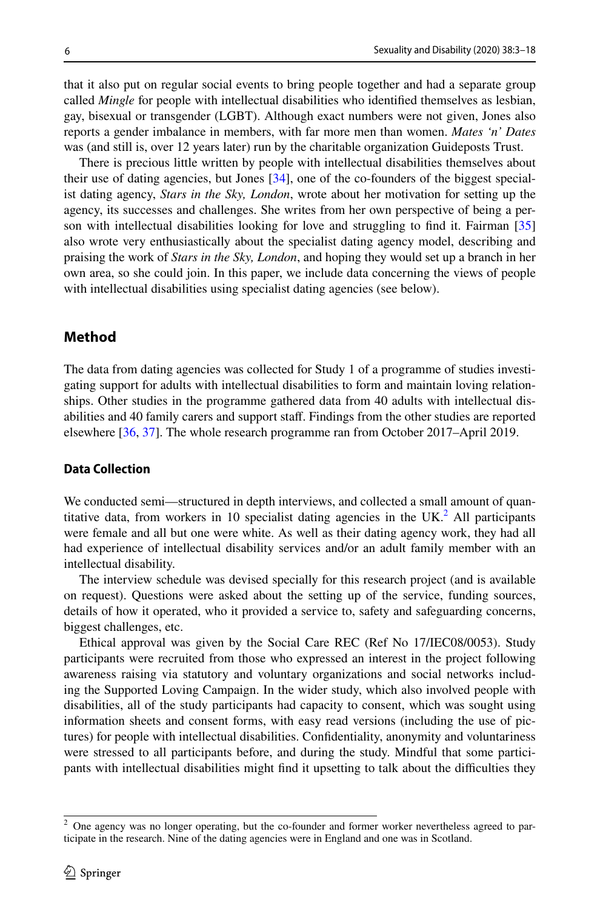that it also put on regular social events to bring people together and had a separate group called *Mingle* for people with intellectual disabilities who identified themselves as lesbian, gay, bisexual or transgender (LGBT). Although exact numbers were not given, Jones also reports a gender imbalance in members, with far more men than women. *Mates 'n' Dates* was (and still is, over 12 years later) run by the charitable organization Guideposts Trust.

There is precious little written by people with intellectual disabilities themselves about their use of dating agencies, but Jones [34], one of the co-founders of the biggest specialist dating agency, *Stars in the Sky, London*, wrote about her motivation for setting up the agency, its successes and challenges. She writes from her own perspective of being a person with intellectual disabilities looking for love and struggling to find it. Fairman [35] also wrote very enthusiastically about the specialist dating agency model, describing and praising the work of *Stars in the Sky, London*, and hoping they would set up a branch in her own area, so she could join. In this paper, we include data concerning the views of people with intellectual disabilities using specialist dating agencies (see below).

## Method

The data from dating agencies was collected for Study 1 of a programme of studies investigating support for adults with intellectual disabilities to form and maintain loving relationships. Other studies in the programme gathered data from 40 adults with intellectual disabilities and 40 family carers and support staff. Findings from the other studies are reported elsewhere [36, 37]. The whole research programme ran from October 2017–April 2019.

### Data Collection

We conducted semi—structured in depth interviews, and collected a small amount of quantitative data, from workers in 10 specialist dating agencies in the UK.[2] All participants were female and all but one were white. As well as their dating agency work, they had all had experience of intellectual disability services and/or an adult family member with an intellectual disability.

The interview schedule was devised specially for this research project (and is available on request). Questions were asked about the setting up of the service, funding sources, details of how it operated, who it provided a service to, safety and safeguarding concerns, biggest challenges, etc.

Ethical approval was given by the Social Care REC (Ref No 17/IEC08/0053). Study participants were recruited from those who expressed an interest in the project following awareness raising via statutory and voluntary organizations and social networks including the Supported Loving Campaign. In the wider study, which also involved people with disabilities, all of the study participants had capacity to consent, which was sought using information sheets and consent forms, with easy read versions (including the use of pictures) for people with intellectual disabilities. Confidentiality, anonymity and voluntariness were stressed to all participants before, and during the study. Mindful that some participants with intellectual disabilities might find it upsetting to talk about the difficulties they

[2] One agency was no longer operating, but the co-founder and former worker nevertheless agreed to participate in the research. Nine of the dating agencies were in England and one was in Scotland.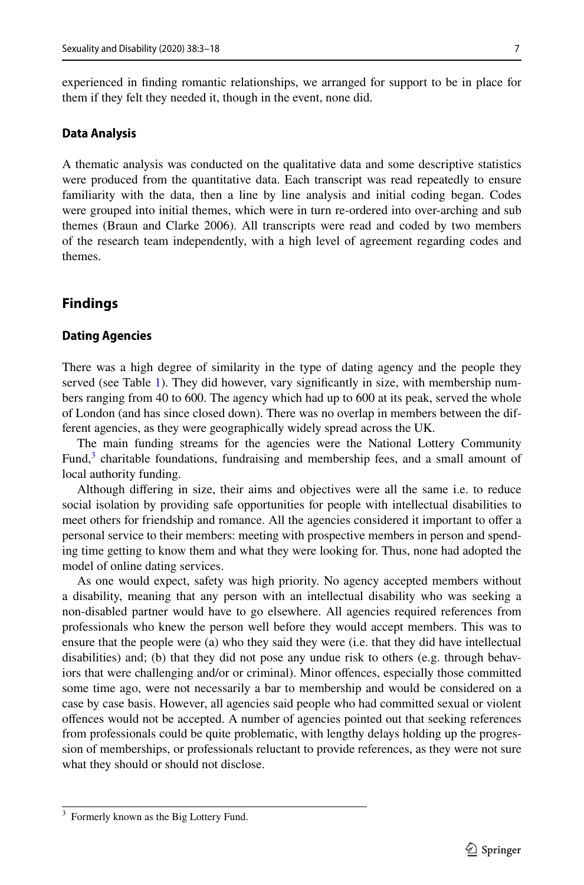experienced in finding romantic relationships, we arranged for support to be in place for them if they felt they needed it, though in the event, none did.

### Data Analysis

A thematic analysis was conducted on the qualitative data and some descriptive statistics were produced from the quantitative data. Each transcript was read repeatedly to ensure familiarity with the data, then a line by line analysis and initial coding began. Codes were grouped into initial themes, which were in turn re-ordered into over-arching and sub themes (Braun and Clarke 2006). All transcripts were read and coded by two members of the research team independently, with a high level of agreement regarding codes and themes.

## Findings

### Dating Agencies

There was a high degree of similarity in the type of dating agency and the people they served (see Table 1). They did however, vary significantly in size, with membership numbers ranging from 40 to 600. The agency which had up to 600 at its peak, served the whole of London (and has since closed down). There was no overlap in members between the different agencies, as they were geographically widely spread across the UK.

The main funding streams for the agencies were the National Lottery Community Fund,[3] charitable foundations, fundraising and membership fees, and a small amount of local authority funding.

Although differing in size, their aims and objectives were all the same i.e. to reduce social isolation by providing safe opportunities for people with intellectual disabilities to meet others for friendship and romance. All the agencies considered it important to offer a personal service to their members: meeting with prospective members in person and spending time getting to know them and what they were looking for. Thus, none had adopted the model of online dating services.

As one would expect, safety was high priority. No agency accepted members without a disability, meaning that any person with an intellectual disability who was seeking a non-disabled partner would have to go elsewhere. All agencies required references from professionals who knew the person well before they would accept members. This was to ensure that the people were (a) who they said they were (i.e. that they did have intellectual disabilities) and; (b) that they did not pose any undue risk to others (e.g. through behaviors that were challenging and/or or criminal). Minor offences, especially those committed some time ago, were not necessarily a bar to membership and would be considered on a case by case basis. However, all agencies said people who had committed sexual or violent offences would not be accepted. A number of agencies pointed out that seeking references from professionals could be quite problematic, with lengthy delays holding up the progression of memberships, or professionals reluctant to provide references, as they were not sure what they should or should not disclose.

[3] Formerly known as the Big Lottery Fund.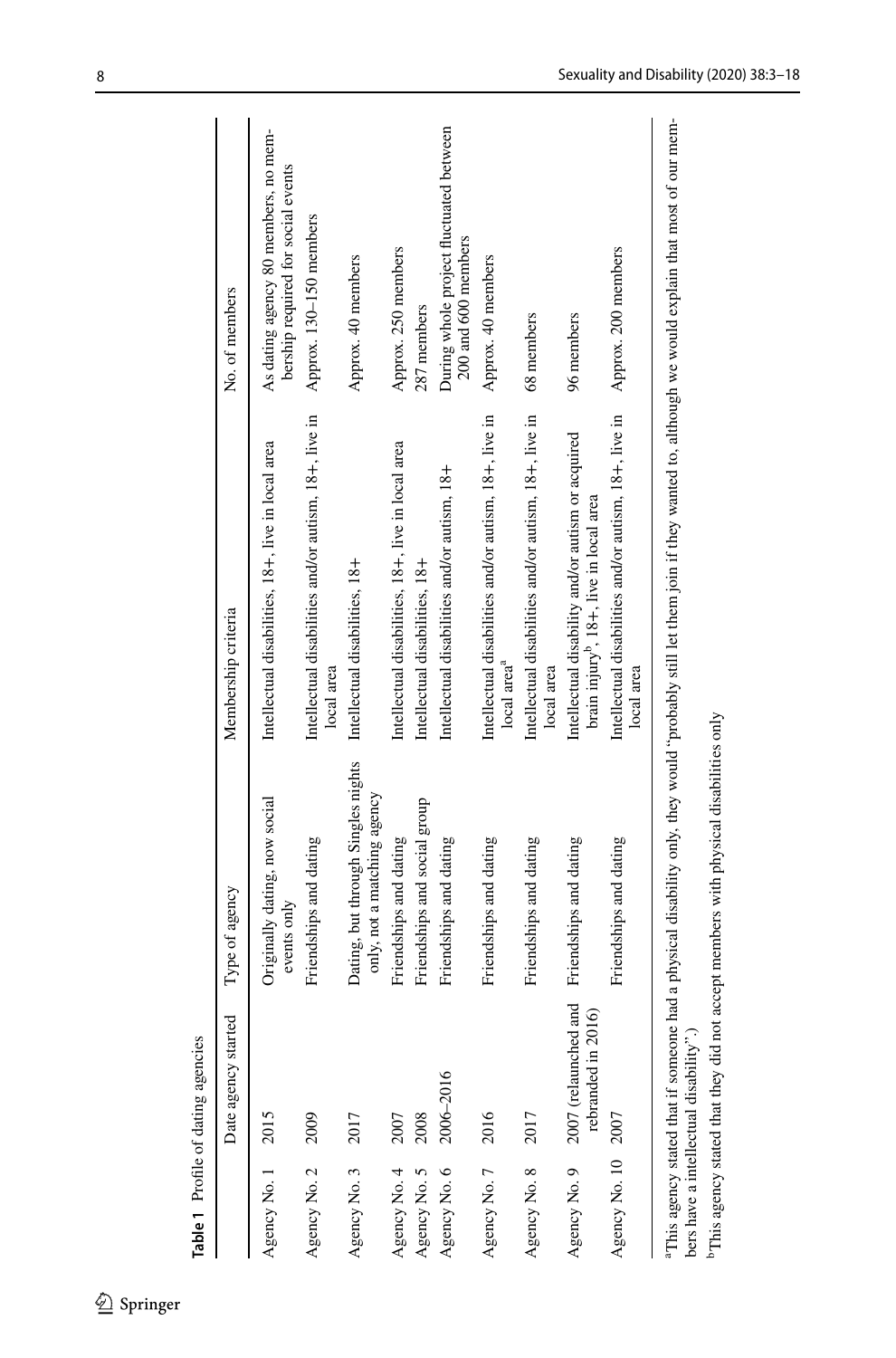**Table 1** Profile of dating agencies

| | Date agency started | Type of agency | Membership criteria | No. of members |
|---|---|---|---|---|
| Agency No. 1 | 2015 | Originally dating, now social events only | Intellectual disabilities, 18+, live in local area | As dating agency 80 members, no membership required for social events |
| Agency No. 2 | 2009 | Friendships and dating | Intellectual disabilities and/or autism, 18+, live in local area | Approx. 130–150 members |
| Agency No. 3 | 2017 | Dating, but through Singles nights only, not a matching agency | Intellectual disabilities, 18+ | Approx. 40 members |
| Agency No. 4 | 2007 | Friendships and dating | Intellectual disabilities, 18+, live in local area | Approx. 250 members |
| Agency No. 5 | 2008 | Friendships and social group | Intellectual disabilities, 18+ | 287 members |
| Agency No. 6 | 2006–2016 | Friendships and dating | Intellectual disabilities and/or autism, 18+ | During whole project fluctuated between 200 and 600 members |
| Agency No. 7 | 2016 | Friendships and dating | Intellectual disabilities and/or autism, 18+, live in local area[a] | Approx. 40 members |
| Agency No. 8 | 2017 | Friendships and dating | Intellectual disabilities and/or autism, 18+, live in local area | 68 members |
| Agency No. 9 | 2007 (relaunched and rebranded in 2016) | Friendships and dating | Intellectual disability and/or autism or acquired brain injury[b], 18+, live in local area | 96 members |
| Agency No. 10 | 2007 | Friendships and dating | Intellectual disabilities and/or autism, 18+, live in local area | Approx. 200 members |

[a]This agency stated that if someone had a physical disability only, they would "probably still let them join if they wanted to, although we would explain that most of our members have a intellectual disability".)

[b]This agency stated that they did not accept members with physical disabilities only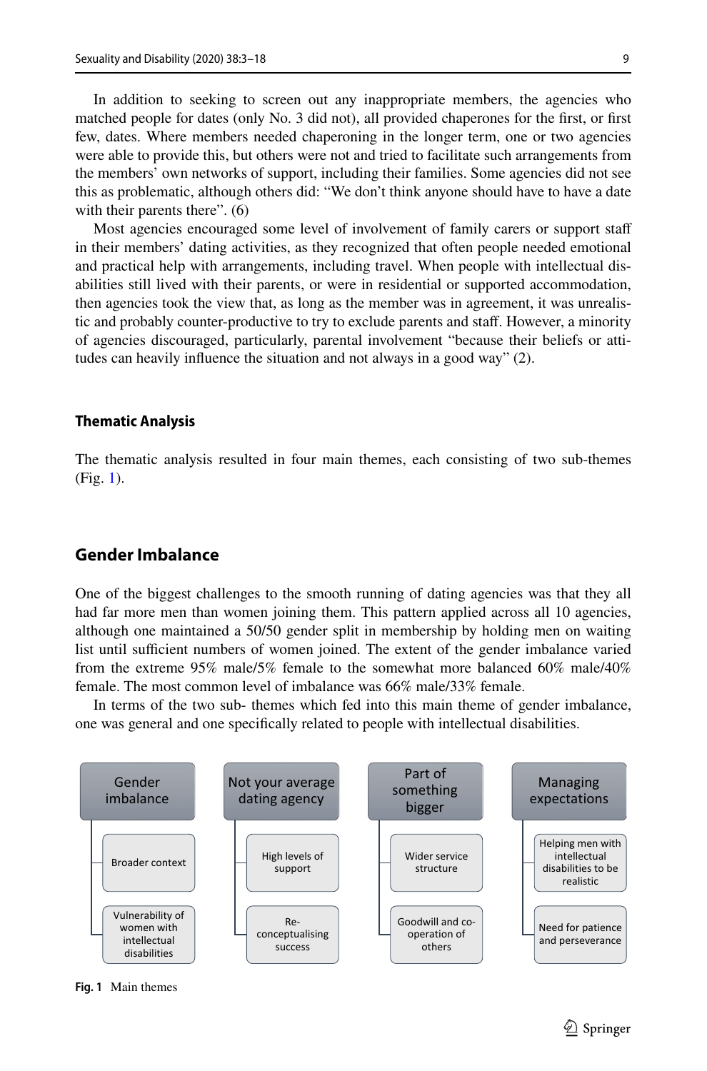In addition to seeking to screen out any inappropriate members, the agencies who matched people for dates (only No. 3 did not), all provided chaperones for the first, or first few, dates. Where members needed chaperoning in the longer term, one or two agencies were able to provide this, but others were not and tried to facilitate such arrangements from the members' own networks of support, including their families. Some agencies did not see this as problematic, although others did: "We don't think anyone should have to have a date with their parents there". (6)

Most agencies encouraged some level of involvement of family carers or support staff in their members' dating activities, as they recognized that often people needed emotional and practical help with arrangements, including travel. When people with intellectual disabilities still lived with their parents, or were in residential or supported accommodation, then agencies took the view that, as long as the member was in agreement, it was unrealistic and probably counter-productive to try to exclude parents and staff. However, a minority of agencies discouraged, particularly, parental involvement "because their beliefs or attitudes can heavily influence the situation and not always in a good way" (2).

### Thematic Analysis

The thematic analysis resulted in four main themes, each consisting of two sub-themes (Fig. 1).

## Gender Imbalance

One of the biggest challenges to the smooth running of dating agencies was that they all had far more men than women joining them. This pattern applied across all 10 agencies, although one maintained a 50/50 gender split in membership by holding men on waiting list until sufficient numbers of women joined. The extent of the gender imbalance varied from the extreme 95% male/5% female to the somewhat more balanced 60% male/40% female. The most common level of imbalance was 66% male/33% female.

In terms of the two sub- themes which fed into this main theme of gender imbalance, one was general and one specifically related to people with intellectual disabilities.

- Gender imbalance
  - Broader context
  - Vulnerability of women with intellectual disabilities
- Not your average dating agency
  - High levels of support
  - Re-conceptualising success
- Part of something bigger
  - Wider service structure
  - Goodwill and co-operation of others
- Managing expectations
  - Helping men with intellectual disabilities to be realistic
  - Need for patience and perseverance

**Fig. 1** Main themes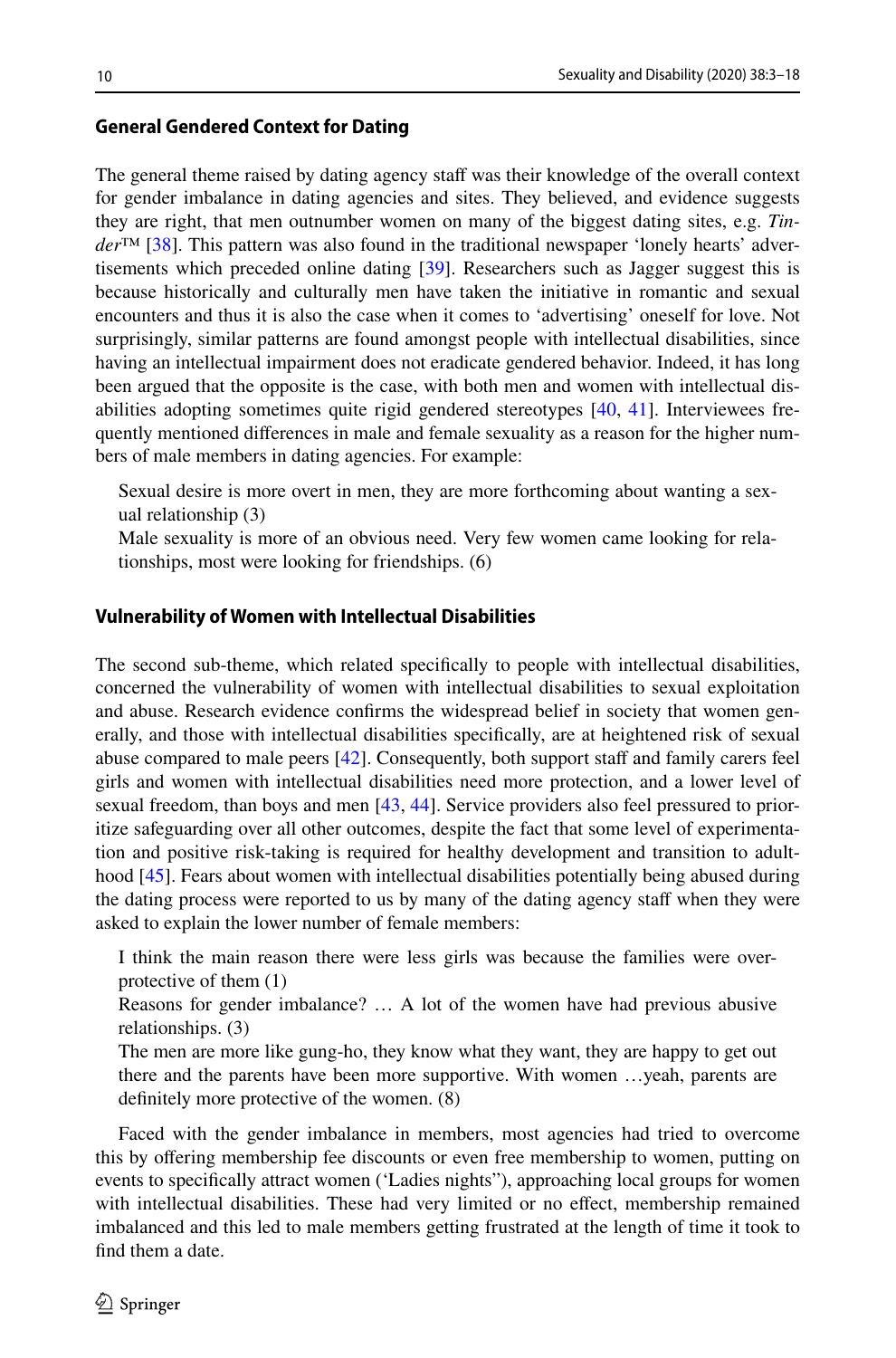### General Gendered Context for Dating

The general theme raised by dating agency staff was their knowledge of the overall context for gender imbalance in dating agencies and sites. They believed, and evidence suggests they are right, that men outnumber women on many of the biggest dating sites, e.g. *Tinder*™ [38]. This pattern was also found in the traditional newspaper 'lonely hearts' advertisements which preceded online dating [39]. Researchers such as Jagger suggest this is because historically and culturally men have taken the initiative in romantic and sexual encounters and thus it is also the case when it comes to 'advertising' oneself for love. Not surprisingly, similar patterns are found amongst people with intellectual disabilities, since having an intellectual impairment does not eradicate gendered behavior. Indeed, it has long been argued that the opposite is the case, with both men and women with intellectual disabilities adopting sometimes quite rigid gendered stereotypes [40, 41]. Interviewees frequently mentioned differences in male and female sexuality as a reason for the higher numbers of male members in dating agencies. For example:

> Sexual desire is more overt in men, they are more forthcoming about wanting a sexual relationship (3)
>
> Male sexuality is more of an obvious need. Very few women came looking for relationships, most were looking for friendships. (6)

### Vulnerability of Women with Intellectual Disabilities

The second sub-theme, which related specifically to people with intellectual disabilities, concerned the vulnerability of women with intellectual disabilities to sexual exploitation and abuse. Research evidence confirms the widespread belief in society that women generally, and those with intellectual disabilities specifically, are at heightened risk of sexual abuse compared to male peers [42]. Consequently, both support staff and family carers feel girls and women with intellectual disabilities need more protection, and a lower level of sexual freedom, than boys and men [43, 44]. Service providers also feel pressured to prioritize safeguarding over all other outcomes, despite the fact that some level of experimentation and positive risk-taking is required for healthy development and transition to adulthood [45]. Fears about women with intellectual disabilities potentially being abused during the dating process were reported to us by many of the dating agency staff when they were asked to explain the lower number of female members:

> I think the main reason there were less girls was because the families were overprotective of them (1)
>
> Reasons for gender imbalance? … A lot of the women have had previous abusive relationships. (3)
>
> The men are more like gung-ho, they know what they want, they are happy to get out there and the parents have been more supportive. With women …yeah, parents are definitely more protective of the women. (8)

Faced with the gender imbalance in members, most agencies had tried to overcome this by offering membership fee discounts or even free membership to women, putting on events to specifically attract women ('Ladies nights"), approaching local groups for women with intellectual disabilities. These had very limited or no effect, membership remained imbalanced and this led to male members getting frustrated at the length of time it took to find them a date.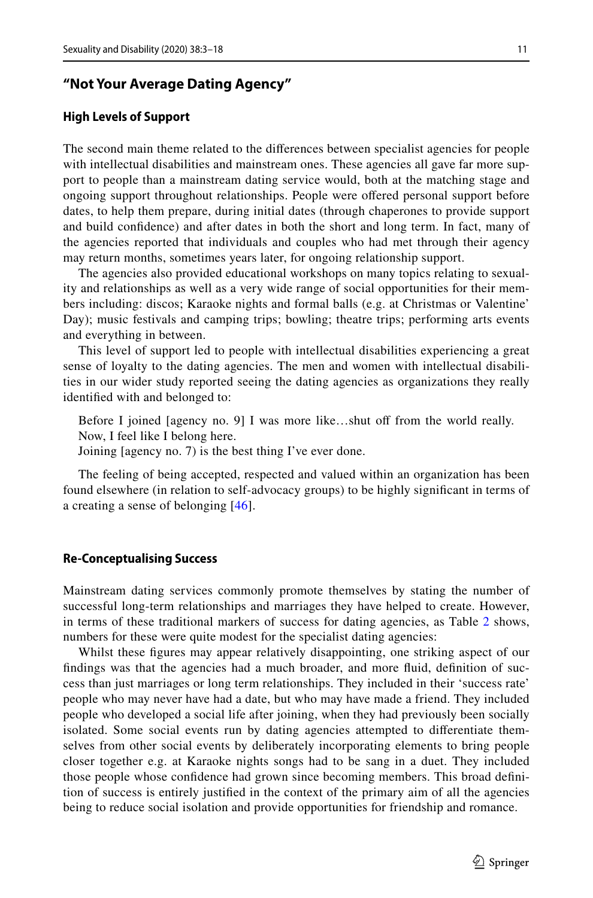## "Not Your Average Dating Agency"

### High Levels of Support

The second main theme related to the differences between specialist agencies for people with intellectual disabilities and mainstream ones. These agencies all gave far more support to people than a mainstream dating service would, both at the matching stage and ongoing support throughout relationships. People were offered personal support before dates, to help them prepare, during initial dates (through chaperones to provide support and build confidence) and after dates in both the short and long term. In fact, many of the agencies reported that individuals and couples who had met through their agency may return months, sometimes years later, for ongoing relationship support.

The agencies also provided educational workshops on many topics relating to sexuality and relationships as well as a very wide range of social opportunities for their members including: discos; Karaoke nights and formal balls (e.g. at Christmas or Valentine' Day); music festivals and camping trips; bowling; theatre trips; performing arts events and everything in between.

This level of support led to people with intellectual disabilities experiencing a great sense of loyalty to the dating agencies. The men and women with intellectual disabilities in our wider study reported seeing the dating agencies as organizations they really identified with and belonged to:

> Before I joined [agency no. 9] I was more like…shut off from the world really. Now, I feel like I belong here.
> Joining [agency no. 7) is the best thing I've ever done.

The feeling of being accepted, respected and valued within an organization has been found elsewhere (in relation to self-advocacy groups) to be highly significant in terms of a creating a sense of belonging [46].

### Re-Conceptualising Success

Mainstream dating services commonly promote themselves by stating the number of successful long-term relationships and marriages they have helped to create. However, in terms of these traditional markers of success for dating agencies, as Table 2 shows, numbers for these were quite modest for the specialist dating agencies:

Whilst these figures may appear relatively disappointing, one striking aspect of our findings was that the agencies had a much broader, and more fluid, definition of success than just marriages or long term relationships. They included in their 'success rate' people who may never have had a date, but who may have made a friend. They included people who developed a social life after joining, when they had previously been socially isolated. Some social events run by dating agencies attempted to differentiate themselves from other social events by deliberately incorporating elements to bring people closer together e.g. at Karaoke nights songs had to be sang in a duet. They included those people whose confidence had grown since becoming members. This broad definition of success is entirely justified in the context of the primary aim of all the agencies being to reduce social isolation and provide opportunities for friendship and romance.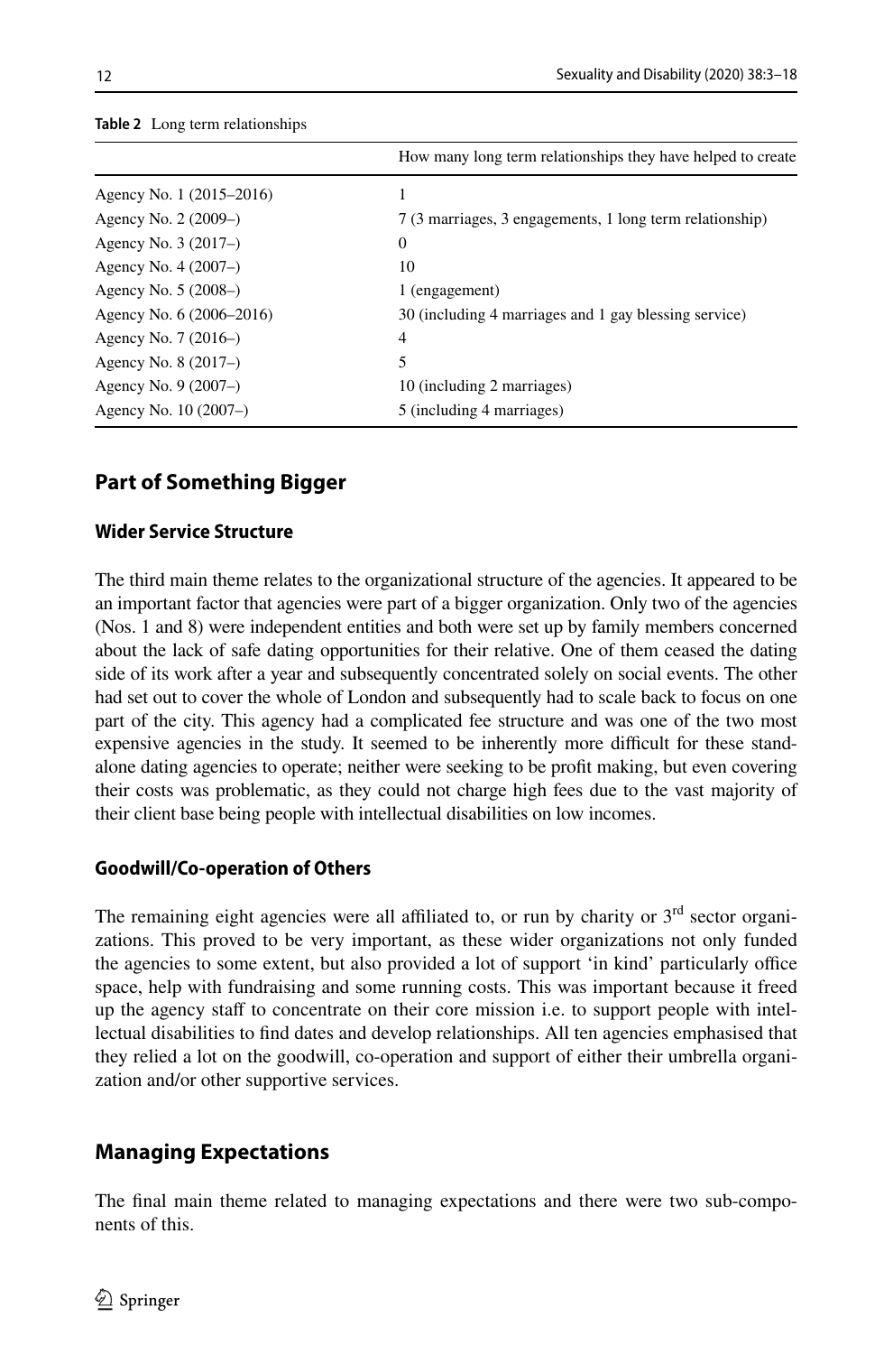**Table 2** Long term relationships

| | How many long term relationships they have helped to create |
|---|---|
| Agency No. 1 (2015–2016) | 1 |
| Agency No. 2 (2009–) | 7 (3 marriages, 3 engagements, 1 long term relationship) |
| Agency No. 3 (2017–) | 0 |
| Agency No. 4 (2007–) | 10 |
| Agency No. 5 (2008–) | 1 (engagement) |
| Agency No. 6 (2006–2016) | 30 (including 4 marriages and 1 gay blessing service) |
| Agency No. 7 (2016–) | 4 |
| Agency No. 8 (2017–) | 5 |
| Agency No. 9 (2007–) | 10 (including 2 marriages) |
| Agency No. 10 (2007–) | 5 (including 4 marriages) |

## Part of Something Bigger

### Wider Service Structure

The third main theme relates to the organizational structure of the agencies. It appeared to be an important factor that agencies were part of a bigger organization. Only two of the agencies (Nos. 1 and 8) were independent entities and both were set up by family members concerned about the lack of safe dating opportunities for their relative. One of them ceased the dating side of its work after a year and subsequently concentrated solely on social events. The other had set out to cover the whole of London and subsequently had to scale back to focus on one part of the city. This agency had a complicated fee structure and was one of the two most expensive agencies in the study. It seemed to be inherently more difficult for these stand-alone dating agencies to operate; neither were seeking to be profit making, but even covering their costs was problematic, as they could not charge high fees due to the vast majority of their client base being people with intellectual disabilities on low incomes.

### Goodwill/Co-operation of Others

The remaining eight agencies were all affiliated to, or run by charity or 3rd sector organizations. This proved to be very important, as these wider organizations not only funded the agencies to some extent, but also provided a lot of support 'in kind' particularly office space, help with fundraising and some running costs. This was important because it freed up the agency staff to concentrate on their core mission i.e. to support people with intellectual disabilities to find dates and develop relationships. All ten agencies emphasised that they relied a lot on the goodwill, co-operation and support of either their umbrella organization and/or other supportive services.

## Managing Expectations

The final main theme related to managing expectations and there were two sub-components of this.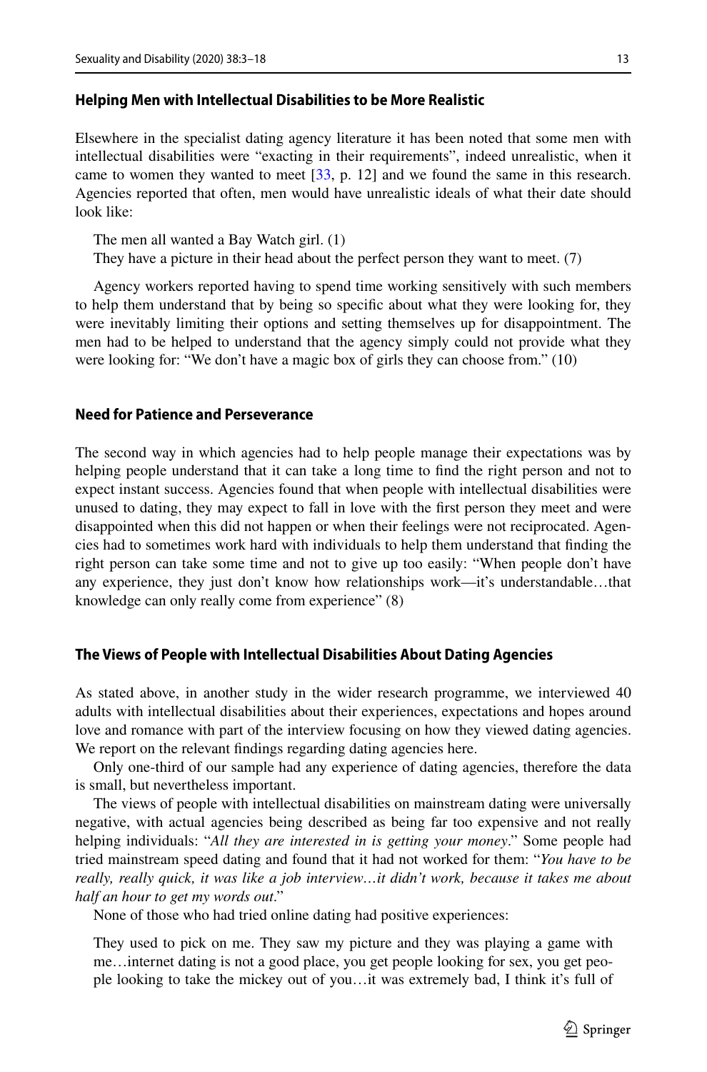### Helping Men with Intellectual Disabilities to be More Realistic

Elsewhere in the specialist dating agency literature it has been noted that some men with intellectual disabilities were "exacting in their requirements", indeed unrealistic, when it came to women they wanted to meet [33, p. 12] and we found the same in this research. Agencies reported that often, men would have unrealistic ideals of what their date should look like:

> The men all wanted a Bay Watch girl. (1)
> They have a picture in their head about the perfect person they want to meet. (7)

Agency workers reported having to spend time working sensitively with such members to help them understand that by being so specific about what they were looking for, they were inevitably limiting their options and setting themselves up for disappointment. The men had to be helped to understand that the agency simply could not provide what they were looking for: "We don't have a magic box of girls they can choose from." (10)

### Need for Patience and Perseverance

The second way in which agencies had to help people manage their expectations was by helping people understand that it can take a long time to find the right person and not to expect instant success. Agencies found that when people with intellectual disabilities were unused to dating, they may expect to fall in love with the first person they meet and were disappointed when this did not happen or when their feelings were not reciprocated. Agencies had to sometimes work hard with individuals to help them understand that finding the right person can take some time and not to give up too easily: "When people don't have any experience, they just don't know how relationships work—it's understandable…that knowledge can only really come from experience" (8)

### The Views of People with Intellectual Disabilities About Dating Agencies

As stated above, in another study in the wider research programme, we interviewed 40 adults with intellectual disabilities about their experiences, expectations and hopes around love and romance with part of the interview focusing on how they viewed dating agencies. We report on the relevant findings regarding dating agencies here.

Only one-third of our sample had any experience of dating agencies, therefore the data is small, but nevertheless important.

The views of people with intellectual disabilities on mainstream dating were universally negative, with actual agencies being described as being far too expensive and not really helping individuals: "*All they are interested in is getting your money*." Some people had tried mainstream speed dating and found that it had not worked for them: "*You have to be really, really quick, it was like a job interview…it didn't work, because it takes me about half an hour to get my words out*."

None of those who had tried online dating had positive experiences:

> They used to pick on me. They saw my picture and they was playing a game with me…internet dating is not a good place, you get people looking for sex, you get people looking to take the mickey out of you…it was extremely bad, I think it's full of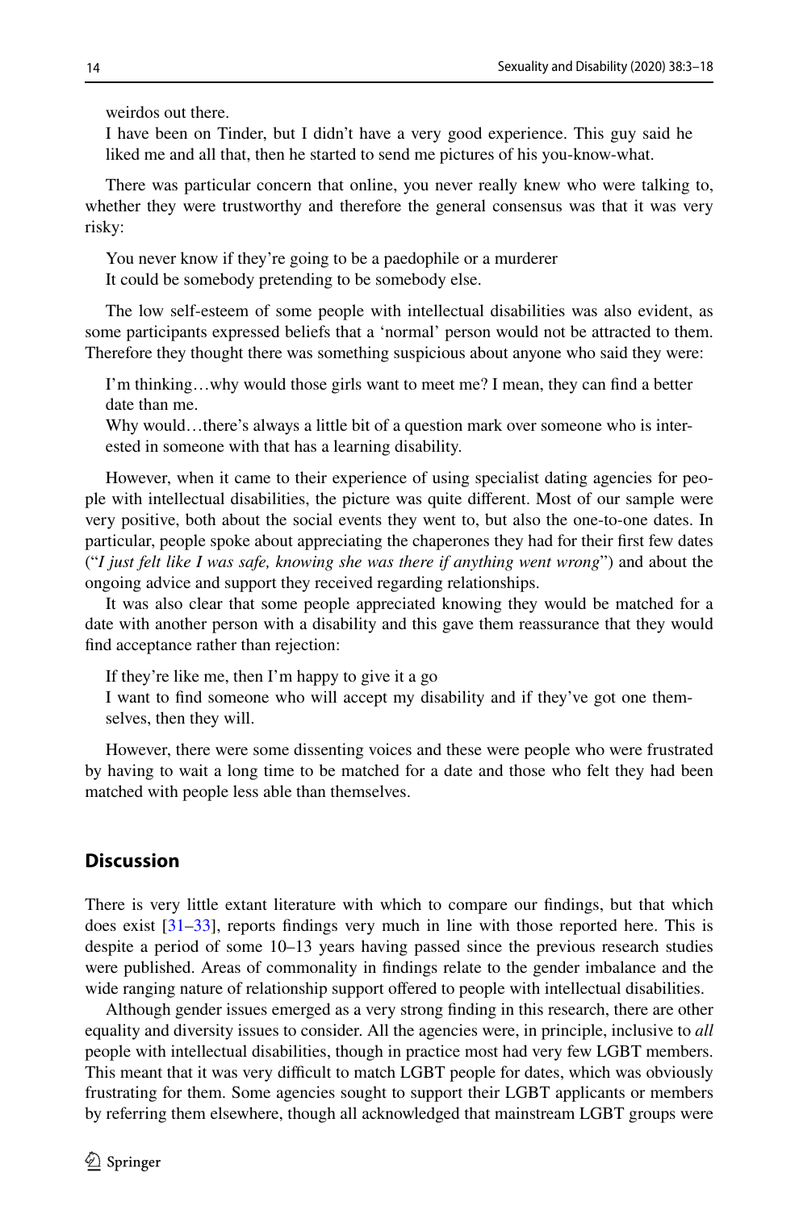weirdos out there.

I have been on Tinder, but I didn't have a very good experience. This guy said he liked me and all that, then he started to send me pictures of his you-know-what.

There was particular concern that online, you never really knew who were talking to, whether they were trustworthy and therefore the general consensus was that it was very risky:

You never know if they're going to be a paedophile or a murderer

It could be somebody pretending to be somebody else.

The low self-esteem of some people with intellectual disabilities was also evident, as some participants expressed beliefs that a 'normal' person would not be attracted to them. Therefore they thought there was something suspicious about anyone who said they were:

I'm thinking…why would those girls want to meet me? I mean, they can find a better date than me.

Why would…there's always a little bit of a question mark over someone who is interested in someone with that has a learning disability.

However, when it came to their experience of using specialist dating agencies for people with intellectual disabilities, the picture was quite different. Most of our sample were very positive, both about the social events they went to, but also the one-to-one dates. In particular, people spoke about appreciating the chaperones they had for their first few dates ("*I just felt like I was safe, knowing she was there if anything went wrong*") and about the ongoing advice and support they received regarding relationships.

It was also clear that some people appreciated knowing they would be matched for a date with another person with a disability and this gave them reassurance that they would find acceptance rather than rejection:

If they're like me, then I'm happy to give it a go

I want to find someone who will accept my disability and if they've got one themselves, then they will.

However, there were some dissenting voices and these were people who were frustrated by having to wait a long time to be matched for a date and those who felt they had been matched with people less able than themselves.

## Discussion

There is very little extant literature with which to compare our findings, but that which does exist [31–33], reports findings very much in line with those reported here. This is despite a period of some 10–13 years having passed since the previous research studies were published. Areas of commonality in findings relate to the gender imbalance and the wide ranging nature of relationship support offered to people with intellectual disabilities.

Although gender issues emerged as a very strong finding in this research, there are other equality and diversity issues to consider. All the agencies were, in principle, inclusive to *all* people with intellectual disabilities, though in practice most had very few LGBT members. This meant that it was very difficult to match LGBT people for dates, which was obviously frustrating for them. Some agencies sought to support their LGBT applicants or members by referring them elsewhere, though all acknowledged that mainstream LGBT groups were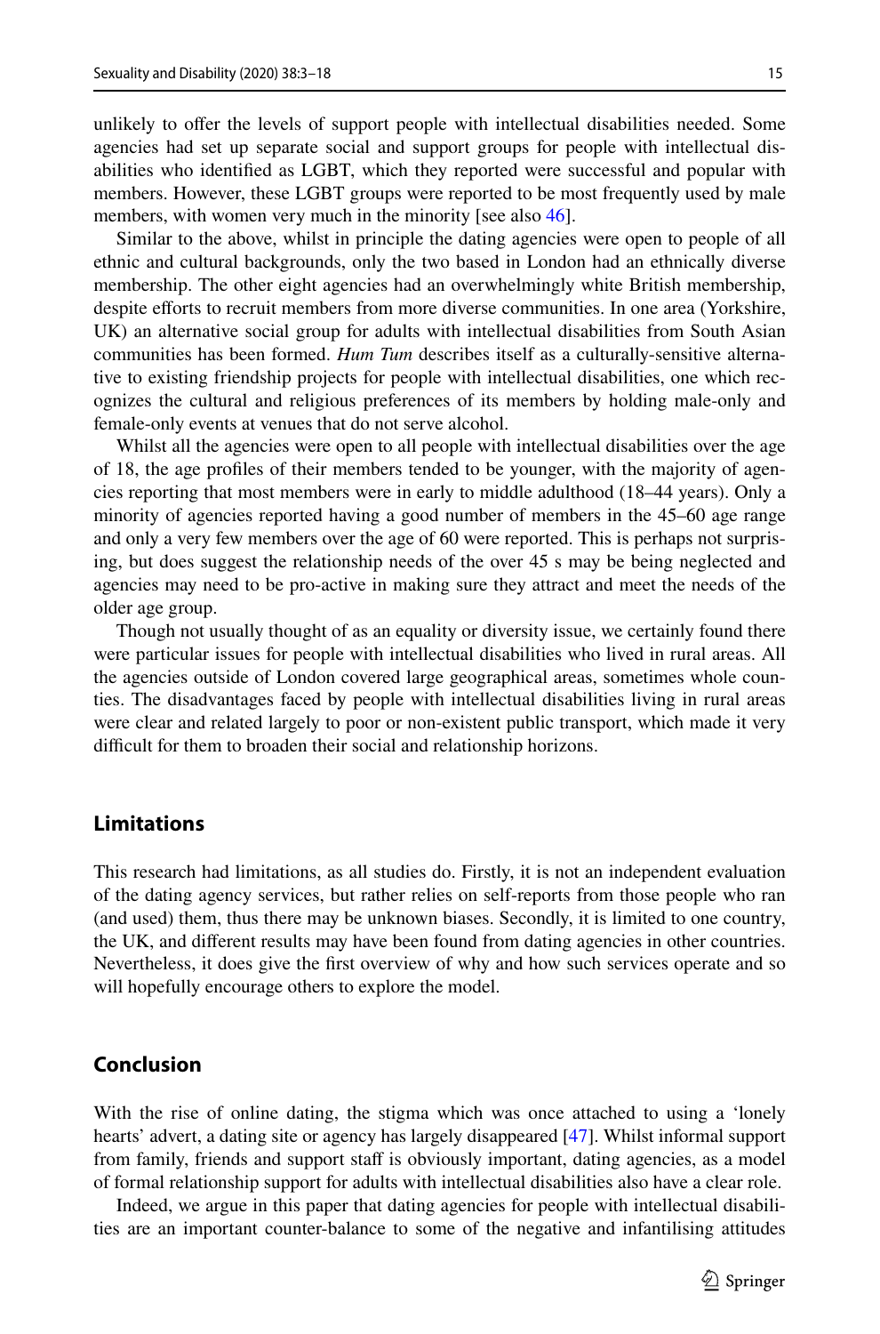unlikely to offer the levels of support people with intellectual disabilities needed. Some agencies had set up separate social and support groups for people with intellectual disabilities who identified as LGBT, which they reported were successful and popular with members. However, these LGBT groups were reported to be most frequently used by male members, with women very much in the minority [see also 46].

Similar to the above, whilst in principle the dating agencies were open to people of all ethnic and cultural backgrounds, only the two based in London had an ethnically diverse membership. The other eight agencies had an overwhelmingly white British membership, despite efforts to recruit members from more diverse communities. In one area (Yorkshire, UK) an alternative social group for adults with intellectual disabilities from South Asian communities has been formed. *Hum Tum* describes itself as a culturally-sensitive alternative to existing friendship projects for people with intellectual disabilities, one which recognizes the cultural and religious preferences of its members by holding male-only and female-only events at venues that do not serve alcohol.

Whilst all the agencies were open to all people with intellectual disabilities over the age of 18, the age profiles of their members tended to be younger, with the majority of agencies reporting that most members were in early to middle adulthood (18–44 years). Only a minority of agencies reported having a good number of members in the 45–60 age range and only a very few members over the age of 60 were reported. This is perhaps not surprising, but does suggest the relationship needs of the over 45 s may be being neglected and agencies may need to be pro-active in making sure they attract and meet the needs of the older age group.

Though not usually thought of as an equality or diversity issue, we certainly found there were particular issues for people with intellectual disabilities who lived in rural areas. All the agencies outside of London covered large geographical areas, sometimes whole counties. The disadvantages faced by people with intellectual disabilities living in rural areas were clear and related largely to poor or non-existent public transport, which made it very difficult for them to broaden their social and relationship horizons.

## Limitations

This research had limitations, as all studies do. Firstly, it is not an independent evaluation of the dating agency services, but rather relies on self-reports from those people who ran (and used) them, thus there may be unknown biases. Secondly, it is limited to one country, the UK, and different results may have been found from dating agencies in other countries. Nevertheless, it does give the first overview of why and how such services operate and so will hopefully encourage others to explore the model.

## Conclusion

With the rise of online dating, the stigma which was once attached to using a 'lonely hearts' advert, a dating site or agency has largely disappeared [47]. Whilst informal support from family, friends and support staff is obviously important, dating agencies, as a model of formal relationship support for adults with intellectual disabilities also have a clear role.

Indeed, we argue in this paper that dating agencies for people with intellectual disabilities are an important counter-balance to some of the negative and infantilising attitudes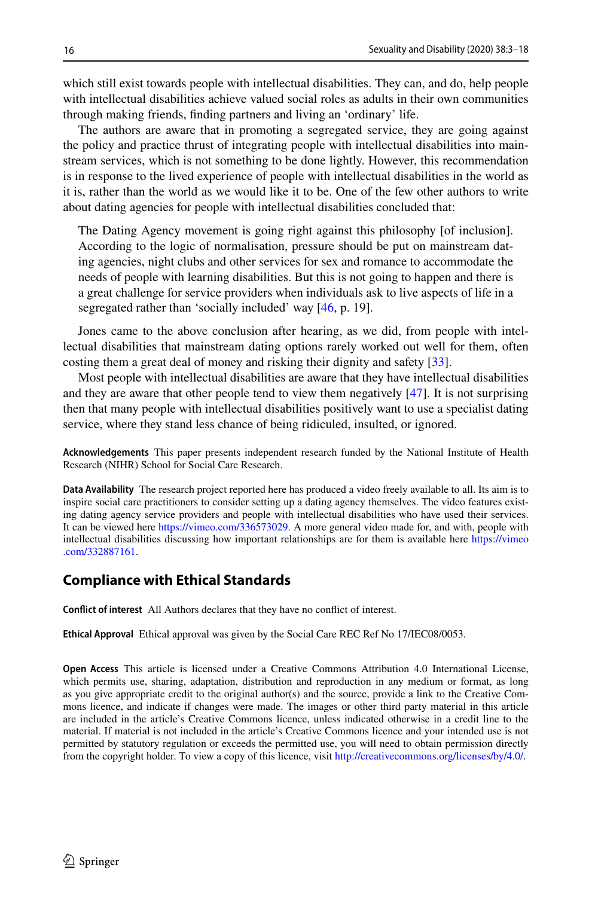which still exist towards people with intellectual disabilities. They can, and do, help people with intellectual disabilities achieve valued social roles as adults in their own communities through making friends, finding partners and living an 'ordinary' life.

The authors are aware that in promoting a segregated service, they are going against the policy and practice thrust of integrating people with intellectual disabilities into mainstream services, which is not something to be done lightly. However, this recommendation is in response to the lived experience of people with intellectual disabilities in the world as it is, rather than the world as we would like it to be. One of the few other authors to write about dating agencies for people with intellectual disabilities concluded that:

> The Dating Agency movement is going right against this philosophy [of inclusion]. According to the logic of normalisation, pressure should be put on mainstream dating agencies, night clubs and other services for sex and romance to accommodate the needs of people with learning disabilities. But this is not going to happen and there is a great challenge for service providers when individuals ask to live aspects of life in a segregated rather than 'socially included' way [46, p. 19].

Jones came to the above conclusion after hearing, as we did, from people with intellectual disabilities that mainstream dating options rarely worked out well for them, often costing them a great deal of money and risking their dignity and safety [33].

Most people with intellectual disabilities are aware that they have intellectual disabilities and they are aware that other people tend to view them negatively [47]. It is not surprising then that many people with intellectual disabilities positively want to use a specialist dating service, where they stand less chance of being ridiculed, insulted, or ignored.

**Acknowledgements** This paper presents independent research funded by the National Institute of Health Research (NIHR) School for Social Care Research.

**Data Availability** The research project reported here has produced a video freely available to all. Its aim is to inspire social care practitioners to consider setting up a dating agency themselves. The video features existing dating agency service providers and people with intellectual disabilities who have used their services. It can be viewed here https://vimeo.com/336573029. A more general video made for, and with, people with intellectual disabilities discussing how important relationships are for them is available here https://vimeo.com/332887161.

## Compliance with Ethical Standards

**Conflict of interest** All Authors declares that they have no conflict of interest.

**Ethical Approval** Ethical approval was given by the Social Care REC Ref No 17/IEC08/0053.

**Open Access** This article is licensed under a Creative Commons Attribution 4.0 International License, which permits use, sharing, adaptation, distribution and reproduction in any medium or format, as long as you give appropriate credit to the original author(s) and the source, provide a link to the Creative Commons licence, and indicate if changes were made. The images or other third party material in this article are included in the article's Creative Commons licence, unless indicated otherwise in a credit line to the material. If material is not included in the article's Creative Commons licence and your intended use is not permitted by statutory regulation or exceeds the permitted use, you will need to obtain permission directly from the copyright holder. To view a copy of this licence, visit http://creativecommons.org/licenses/by/4.0/.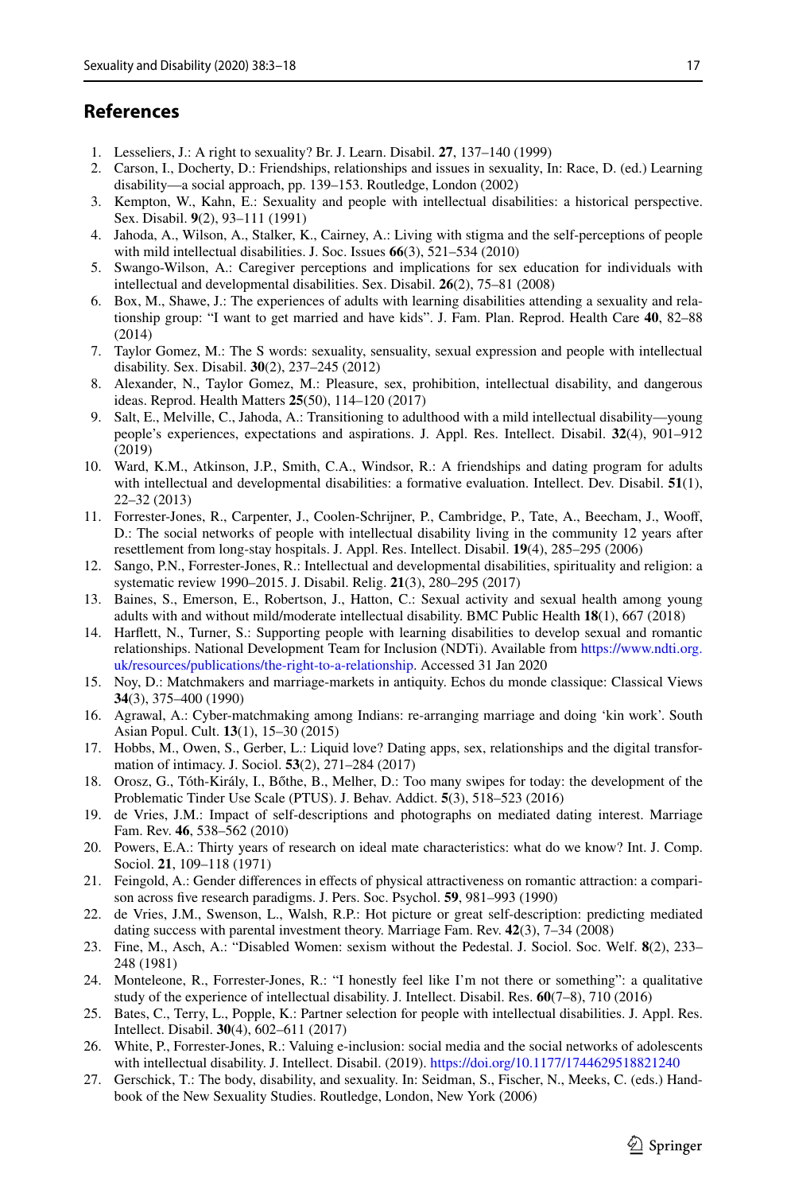## References

1. Lesseliers, J.: A right to sexuality? Br. J. Learn. Disabil. **27**, 137–140 (1999)
2. Carson, I., Docherty, D.: Friendships, relationships and issues in sexuality, In: Race, D. (ed.) Learning disability—a social approach, pp. 139–153. Routledge, London (2002)
3. Kempton, W., Kahn, E.: Sexuality and people with intellectual disabilities: a historical perspective. Sex. Disabil. **9**(2), 93–111 (1991)
4. Jahoda, A., Wilson, A., Stalker, K., Cairney, A.: Living with stigma and the self-perceptions of people with mild intellectual disabilities. J. Soc. Issues **66**(3), 521–534 (2010)
5. Swango-Wilson, A.: Caregiver perceptions and implications for sex education for individuals with intellectual and developmental disabilities. Sex. Disabil. **26**(2), 75–81 (2008)
6. Box, M., Shawe, J.: The experiences of adults with learning disabilities attending a sexuality and relationship group: "I want to get married and have kids". J. Fam. Plan. Reprod. Health Care **40**, 82–88 (2014)
7. Taylor Gomez, M.: The S words: sexuality, sensuality, sexual expression and people with intellectual disability. Sex. Disabil. **30**(2), 237–245 (2012)
8. Alexander, N., Taylor Gomez, M.: Pleasure, sex, prohibition, intellectual disability, and dangerous ideas. Reprod. Health Matters **25**(50), 114–120 (2017)
9. Salt, E., Melville, C., Jahoda, A.: Transitioning to adulthood with a mild intellectual disability—young people's experiences, expectations and aspirations. J. Appl. Res. Intellect. Disabil. **32**(4), 901–912 (2019)
10. Ward, K.M., Atkinson, J.P., Smith, C.A., Windsor, R.: A friendships and dating program for adults with intellectual and developmental disabilities: a formative evaluation. Intellect. Dev. Disabil. **51**(1), 22–32 (2013)
11. Forrester-Jones, R., Carpenter, J., Coolen-Schrijner, P., Cambridge, P., Tate, A., Beecham, J., Wooff, D.: The social networks of people with intellectual disability living in the community 12 years after resettlement from long-stay hospitals. J. Appl. Res. Intellect. Disabil. **19**(4), 285–295 (2006)
12. Sango, P.N., Forrester-Jones, R.: Intellectual and developmental disabilities, spirituality and religion: a systematic review 1990–2015. J. Disabil. Relig. **21**(3), 280–295 (2017)
13. Baines, S., Emerson, E., Robertson, J., Hatton, C.: Sexual activity and sexual health among young adults with and without mild/moderate intellectual disability. BMC Public Health **18**(1), 667 (2018)
14. Harflett, N., Turner, S.: Supporting people with learning disabilities to develop sexual and romantic relationships. National Development Team for Inclusion (NDTi). Available from https://www.ndti.org.uk/resources/publications/the-right-to-a-relationship. Accessed 31 Jan 2020
15. Noy, D.: Matchmakers and marriage-markets in antiquity. Echos du monde classique: Classical Views **34**(3), 375–400 (1990)
16. Agrawal, A.: Cyber-matchmaking among Indians: re-arranging marriage and doing 'kin work'. South Asian Popul. Cult. **13**(1), 15–30 (2015)
17. Hobbs, M., Owen, S., Gerber, L.: Liquid love? Dating apps, sex, relationships and the digital transformation of intimacy. J. Sociol. **53**(2), 271–284 (2017)
18. Orosz, G., Tóth-Király, I., Bőthe, B., Melher, D.: Too many swipes for today: the development of the Problematic Tinder Use Scale (PTUS). J. Behav. Addict. **5**(3), 518–523 (2016)
19. de Vries, J.M.: Impact of self-descriptions and photographs on mediated dating interest. Marriage Fam. Rev. **46**, 538–562 (2010)
20. Powers, E.A.: Thirty years of research on ideal mate characteristics: what do we know? Int. J. Comp. Sociol. **21**, 109–118 (1971)
21. Feingold, A.: Gender differences in effects of physical attractiveness on romantic attraction: a comparison across five research paradigms. J. Pers. Soc. Psychol. **59**, 981–993 (1990)
22. de Vries, J.M., Swenson, L., Walsh, R.P.: Hot picture or great self-description: predicting mediated dating success with parental investment theory. Marriage Fam. Rev. **42**(3), 7–34 (2008)
23. Fine, M., Asch, A.: "Disabled Women: sexism without the Pedestal. J. Sociol. Soc. Welf. **8**(2), 233–248 (1981)
24. Monteleone, R., Forrester-Jones, R.: "I honestly feel like I'm not there or something": a qualitative study of the experience of intellectual disability. J. Intellect. Disabil. Res. **60**(7–8), 710 (2016)
25. Bates, C., Terry, L., Popple, K.: Partner selection for people with intellectual disabilities. J. Appl. Res. Intellect. Disabil. **30**(4), 602–611 (2017)
26. White, P., Forrester-Jones, R.: Valuing e-inclusion: social media and the social networks of adolescents with intellectual disability. J. Intellect. Disabil. (2019). https://doi.org/10.1177/1744629518821240
27. Gerschick, T.: The body, disability, and sexuality. In: Seidman, S., Fischer, N., Meeks, C. (eds.) Handbook of the New Sexuality Studies. Routledge, London, New York (2006)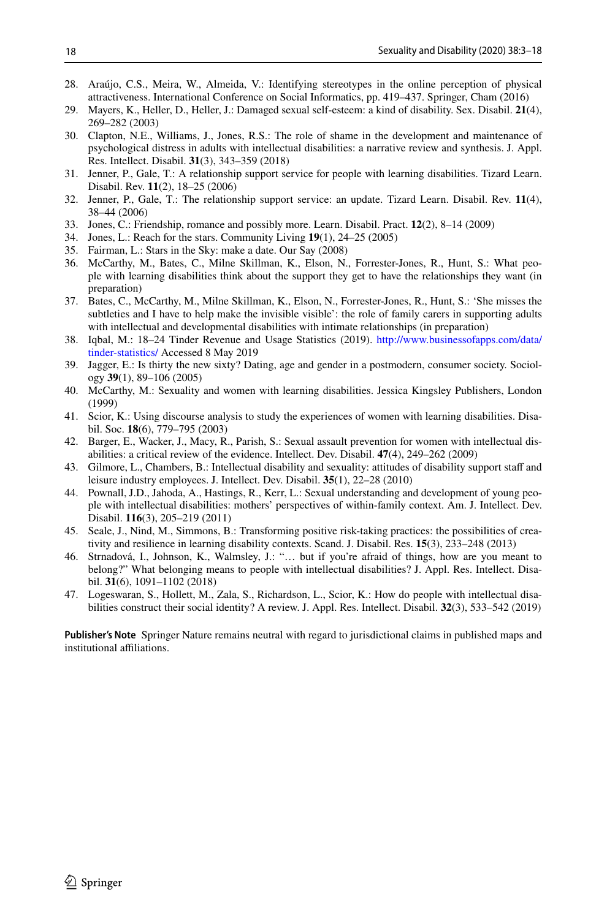28. Araújo, C.S., Meira, W., Almeida, V.: Identifying stereotypes in the online perception of physical attractiveness. International Conference on Social Informatics, pp. 419–437. Springer, Cham (2016)
29. Mayers, K., Heller, D., Heller, J.: Damaged sexual self-esteem: a kind of disability. Sex. Disabil. **21**(4), 269–282 (2003)
30. Clapton, N.E., Williams, J., Jones, R.S.: The role of shame in the development and maintenance of psychological distress in adults with intellectual disabilities: a narrative review and synthesis. J. Appl. Res. Intellect. Disabil. **31**(3), 343–359 (2018)
31. Jenner, P., Gale, T.: A relationship support service for people with learning disabilities. Tizard Learn. Disabil. Rev. **11**(2), 18–25 (2006)
32. Jenner, P., Gale, T.: The relationship support service: an update. Tizard Learn. Disabil. Rev. **11**(4), 38–44 (2006)
33. Jones, C.: Friendship, romance and possibly more. Learn. Disabil. Pract. **12**(2), 8–14 (2009)
34. Jones, L.: Reach for the stars. Community Living **19**(1), 24–25 (2005)
35. Fairman, L.: Stars in the Sky: make a date. Our Say (2008)
36. McCarthy, M., Bates, C., Milne Skillman, K., Elson, N., Forrester-Jones, R., Hunt, S.: What people with learning disabilities think about the support they get to have the relationships they want (in preparation)
37. Bates, C., McCarthy, M., Milne Skillman, K., Elson, N., Forrester-Jones, R., Hunt, S.: 'She misses the subtleties and I have to help make the invisible visible': the role of family carers in supporting adults with intellectual and developmental disabilities with intimate relationships (in preparation)
38. Iqbal, M.: 18–24 Tinder Revenue and Usage Statistics (2019). http://www.businessofapps.com/data/tinder-statistics/ Accessed 8 May 2019
39. Jagger, E.: Is thirty the new sixty? Dating, age and gender in a postmodern, consumer society. Sociology **39**(1), 89–106 (2005)
40. McCarthy, M.: Sexuality and women with learning disabilities. Jessica Kingsley Publishers, London (1999)
41. Scior, K.: Using discourse analysis to study the experiences of women with learning disabilities. Disabil. Soc. **18**(6), 779–795 (2003)
42. Barger, E., Wacker, J., Macy, R., Parish, S.: Sexual assault prevention for women with intellectual disabilities: a critical review of the evidence. Intellect. Dev. Disabil. **47**(4), 249–262 (2009)
43. Gilmore, L., Chambers, B.: Intellectual disability and sexuality: attitudes of disability support staff and leisure industry employees. J. Intellect. Dev. Disabil. **35**(1), 22–28 (2010)
44. Pownall, J.D., Jahoda, A., Hastings, R., Kerr, L.: Sexual understanding and development of young people with intellectual disabilities: mothers' perspectives of within-family context. Am. J. Intellect. Dev. Disabil. **116**(3), 205–219 (2011)
45. Seale, J., Nind, M., Simmons, B.: Transforming positive risk-taking practices: the possibilities of creativity and resilience in learning disability contexts. Scand. J. Disabil. Res. **15**(3), 233–248 (2013)
46. Strnadová, I., Johnson, K., Walmsley, J.: "… but if you're afraid of things, how are you meant to belong?" What belonging means to people with intellectual disabilities? J. Appl. Res. Intellect. Disabil. **31**(6), 1091–1102 (2018)
47. Logeswaran, S., Hollett, M., Zala, S., Richardson, L., Scior, K.: How do people with intellectual disabilities construct their social identity? A review. J. Appl. Res. Intellect. Disabil. **32**(3), 533–542 (2019)

**Publisher's Note** Springer Nature remains neutral with regard to jurisdictional claims in published maps and institutional affiliations.